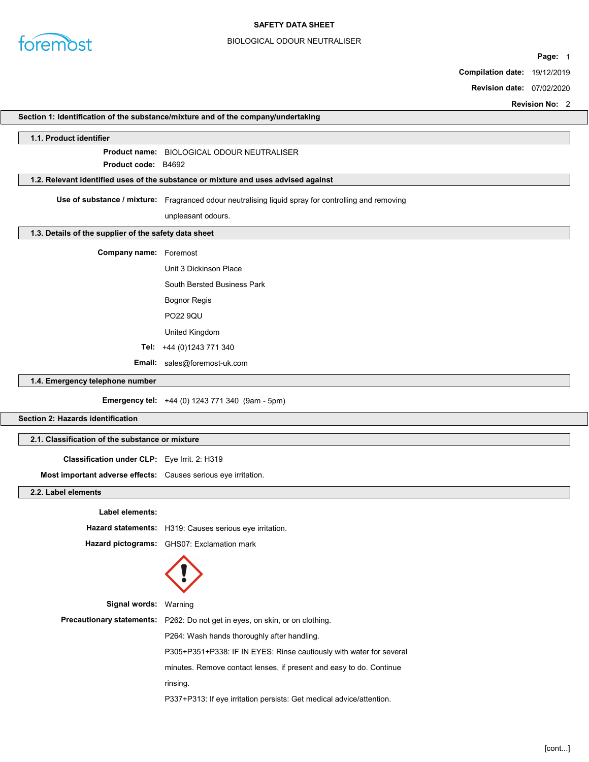# SAFETY DATA SHEET

BIOLOGICAL ODOUR NEUTRALISER

**Compilation date:** 19/12/2019

**Revision date:** 07/02/2020

**Revision No:** 2

## Section 1: Identification of the substance/mixture and of the company/undertaking

### 1.1. Product identifier

**Product name:** BIOLOGICAL ODOUR NEUTRALISER

**Product code:** B4692

### 1.2. Relevant identified uses of the substance or mixture and uses advised against

**Use of substance / mixture:** Fragranced odour neutralising liquid spray for controlling and removing unpleasant odours.

### 1.3. Details of the supplier of the safety data sheet

**Company name:** Foremost

Unit 3 Dickinson Place

South Bersted Business Park

Bognor Regis

PO22 9QU

United Kingdom

**Tel:** +44 (0)1243 771 340

**Email:** sales@foremost-uk.com

### 1.4. Emergency telephone number

**Emergency tel:** +44 (0) 1243 771 340 (9am - 5pm)

## Section 2: Hazards identification

### 2.1. Classification of the substance or mixture

**Classification under CLP:** Eye Irrit. 2: H319

**Most important adverse effects:** Causes serious eye irritation.

### 2.2. Label elements

**Label elements:**

**Hazard statements:** H319: Causes serious eye irritation.

**Hazard pictograms:** GHS07: Exclamation mark

**Signal words:** Warning

**Precautionary statements:** P262: Do not get in eyes, on skin, or on clothing.

P264: Wash hands thoroughly after handling.

P305+P351+P338: IF IN EYES: Rinse cautiously with water for several minutes. Remove contact lenses, if present and easy to do. Continue rinsing.

P337+P313: If eye irritation persists: Get medical advice/attention.

[cont...]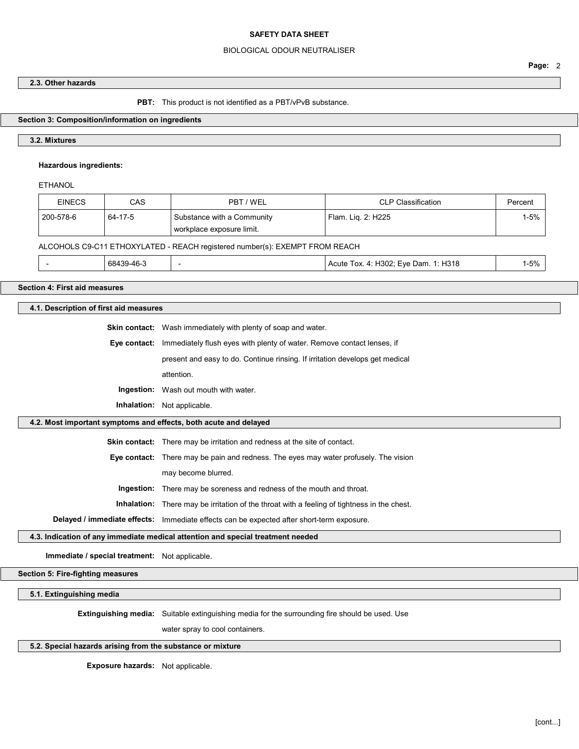### 2.3. Other hazards

**PBT:** This product is not identified as a PBT/vPvB substance.

## Section 3: Composition/information on ingredients

### 3.2. Mixtures

**Hazardous ingredients:**

ETHANOL

| EINECS | CAS | PBT / WEL | CLP Classification | Percent |
|---|---|---|---|---|
| 200-578-6 | 64-17-5 | Substance with a Community workplace exposure limit. | Flam. Liq. 2: H225 | 1-5% |

ALCOHOLS C9-C11 ETHOXYLATED - REACH registered number(s): EXEMPT FROM REACH

| EINECS | CAS | PBT / WEL | CLP Classification | Percent |
|---|---|---|---|---|
| - | 68439-46-3 | - | Acute Tox. 4: H302; Eye Dam. 1: H318 | 1-5% |

## Section 4: First aid measures

### 4.1. Description of first aid measures

**Skin contact:** Wash immediately with plenty of soap and water.

**Eye contact:** Immediately flush eyes with plenty of water. Remove contact lenses, if present and easy to do. Continue rinsing. If irritation develops get medical attention.

**Ingestion:** Wash out mouth with water.

**Inhalation:** Not applicable.

### 4.2. Most important symptoms and effects, both acute and delayed

**Skin contact:** There may be irritation and redness at the site of contact.

**Eye contact:** There may be pain and redness. The eyes may water profusely. The vision may become blurred.

**Ingestion:** There may be soreness and redness of the mouth and throat.

**Inhalation:** There may be irritation of the throat with a feeling of tightness in the chest.

**Delayed / immediate effects:** Immediate effects can be expected after short-term exposure.

### 4.3. Indication of any immediate medical attention and special treatment needed

**Immediate / special treatment:** Not applicable.

## Section 5: Fire-fighting measures

### 5.1. Extinguishing media

**Extinguishing media:** Suitable extinguishing media for the surrounding fire should be used. Use water spray to cool containers.

### 5.2. Special hazards arising from the substance or mixture

**Exposure hazards:** Not applicable.

[cont...]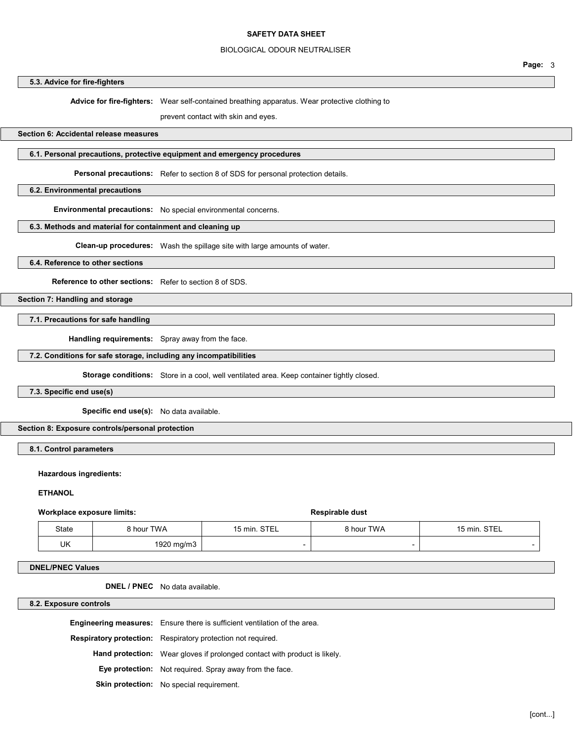### 5.3. Advice for fire-fighters

**Advice for fire-fighters:** Wear self-contained breathing apparatus. Wear protective clothing to prevent contact with skin and eyes.

## Section 6: Accidental release measures

### 6.1. Personal precautions, protective equipment and emergency procedures

**Personal precautions:** Refer to section 8 of SDS for personal protection details.

### 6.2. Environmental precautions

**Environmental precautions:** No special environmental concerns.

### 6.3. Methods and material for containment and cleaning up

**Clean-up procedures:** Wash the spillage site with large amounts of water.

### 6.4. Reference to other sections

**Reference to other sections:** Refer to section 8 of SDS.

## Section 7: Handling and storage

### 7.1. Precautions for safe handling

**Handling requirements:** Spray away from the face.

### 7.2. Conditions for safe storage, including any incompatibilities

**Storage conditions:** Store in a cool, well ventilated area. Keep container tightly closed.

### 7.3. Specific end use(s)

**Specific end use(s):** No data available.

## Section 8: Exposure controls/personal protection

### 8.1. Control parameters

**Hazardous ingredients:**

**ETHANOL**

| **Workplace exposure limits:** | | | **Respirable dust** | |
|---|---|---|---|---|
| State | 8 hour TWA | 15 min. STEL | 8 hour TWA | 15 min. STEL |
| UK | 1920 mg/m3 | - | - | - |

### DNEL/PNEC Values

**DNEL / PNEC** No data available.

### 8.2. Exposure controls

**Engineering measures:** Ensure there is sufficient ventilation of the area.

**Respiratory protection:** Respiratory protection not required.

**Hand protection:** Wear gloves if prolonged contact with product is likely.

**Eye protection:** Not required. Spray away from the face.

**Skin protection:** No special requirement.

[cont...]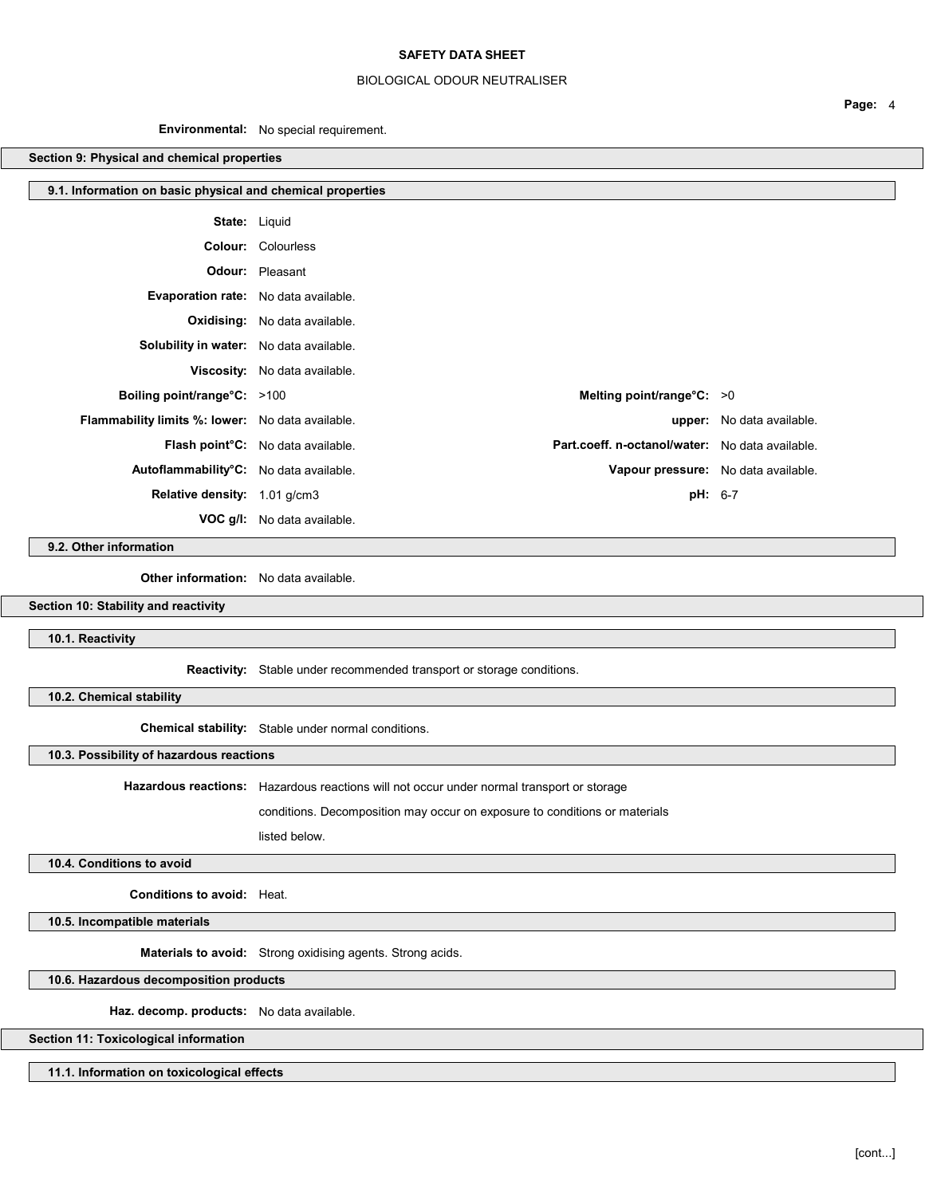**Environmental:** No special requirement.

## Section 9: Physical and chemical properties

### 9.1. Information on basic physical and chemical properties

**State:** Liquid

**Colour:** Colourless

**Odour:** Pleasant

**Evaporation rate:** No data available.

**Oxidising:** No data available.

**Solubility in water:** No data available.

**Viscosity:** No data available.

| | | | |
|---|---|---|---|
| **Boiling point/range°C:** | >100 | **Melting point/range°C:** | >0 |
| **Flammability limits %: lower:** | No data available. | **upper:** | No data available. |
| **Flash point°C:** | No data available. | **Part.coeff. n-octanol/water:** | No data available. |
| **Autoflammability°C:** | No data available. | **Vapour pressure:** | No data available. |
| **Relative density:** | 1.01 g/cm3 | **pH:** | 6-7 |
| **VOC g/l:** | No data available. | | |

### 9.2. Other information

**Other information:** No data available.

## Section 10: Stability and reactivity

### 10.1. Reactivity

**Reactivity:** Stable under recommended transport or storage conditions.

### 10.2. Chemical stability

**Chemical stability:** Stable under normal conditions.

### 10.3. Possibility of hazardous reactions

**Hazardous reactions:** Hazardous reactions will not occur under normal transport or storage conditions. Decomposition may occur on exposure to conditions or materials listed below.

### 10.4. Conditions to avoid

**Conditions to avoid:** Heat.

### 10.5. Incompatible materials

**Materials to avoid:** Strong oxidising agents. Strong acids.

### 10.6. Hazardous decomposition products

**Haz. decomp. products:** No data available.

## Section 11: Toxicological information

### 11.1. Information on toxicological effects

[cont...]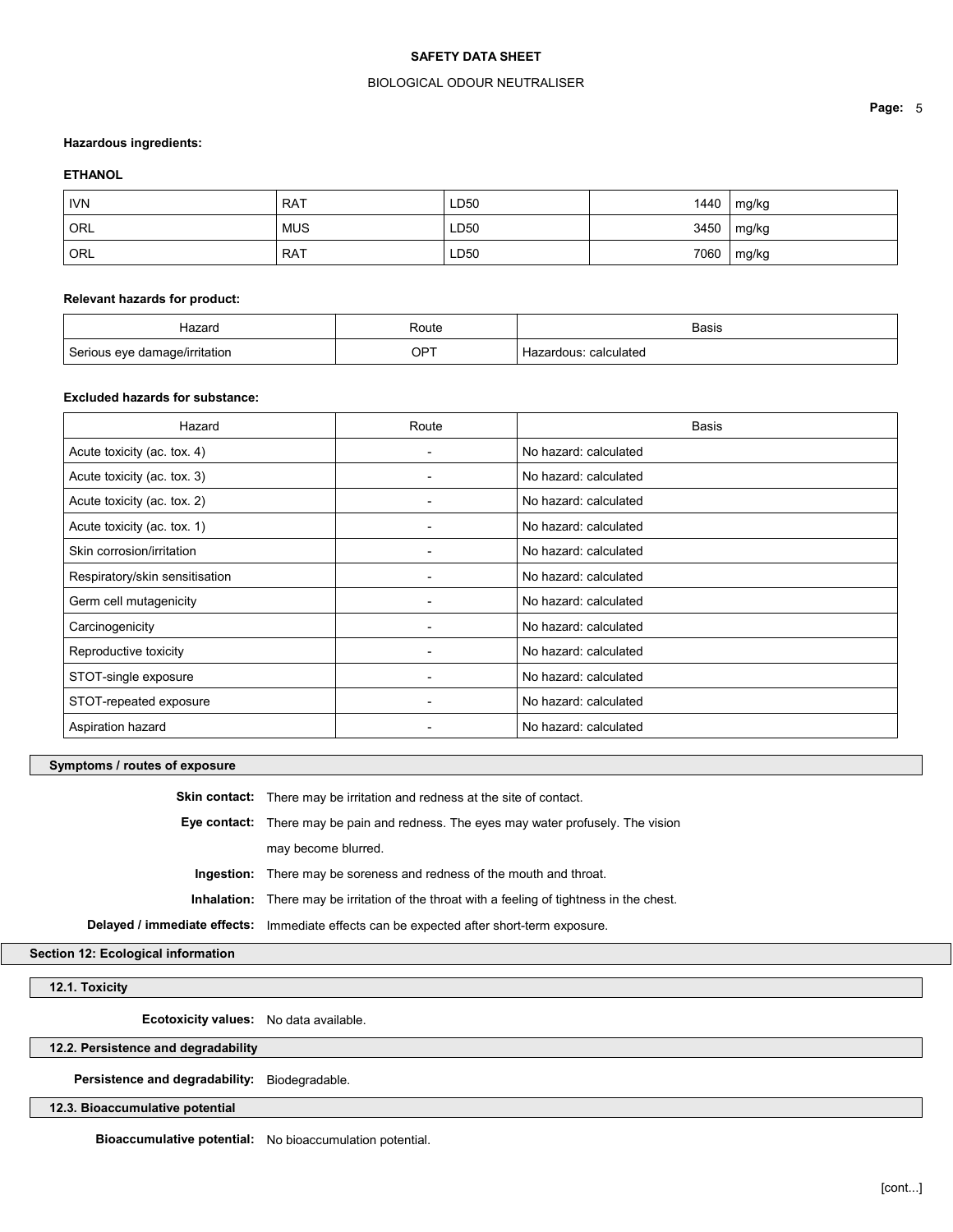**Hazardous ingredients:**

**ETHANOL**

| IVN | RAT | LD50 | 1440 | mg/kg |
|---|---|---|---|---|
| ORL | MUS | LD50 | 3450 | mg/kg |
| ORL | RAT | LD50 | 7060 | mg/kg |

**Relevant hazards for product:**

| Hazard | Route | Basis |
|---|---|---|
| Serious eye damage/irritation | OPT | Hazardous: calculated |

**Excluded hazards for substance:**

| Hazard | Route | Basis |
|---|---|---|
| Acute toxicity (ac. tox. 4) | - | No hazard: calculated |
| Acute toxicity (ac. tox. 3) | - | No hazard: calculated |
| Acute toxicity (ac. tox. 2) | - | No hazard: calculated |
| Acute toxicity (ac. tox. 1) | - | No hazard: calculated |
| Skin corrosion/irritation | - | No hazard: calculated |
| Respiratory/skin sensitisation | - | No hazard: calculated |
| Germ cell mutagenicity | - | No hazard: calculated |
| Carcinogenicity | - | No hazard: calculated |
| Reproductive toxicity | - | No hazard: calculated |
| STOT-single exposure | - | No hazard: calculated |
| STOT-repeated exposure | - | No hazard: calculated |
| Aspiration hazard | - | No hazard: calculated |

### Symptoms / routes of exposure

**Skin contact:** There may be irritation and redness at the site of contact.

**Eye contact:** There may be pain and redness. The eyes may water profusely. The vision may become blurred.

**Ingestion:** There may be soreness and redness of the mouth and throat.

**Inhalation:** There may be irritation of the throat with a feeling of tightness in the chest.

**Delayed / immediate effects:** Immediate effects can be expected after short-term exposure.

## Section 12: Ecological information

### 12.1. Toxicity

**Ecotoxicity values:** No data available.

### 12.2. Persistence and degradability

**Persistence and degradability:** Biodegradable.

### 12.3. Bioaccumulative potential

**Bioaccumulative potential:** No bioaccumulation potential.

[cont...]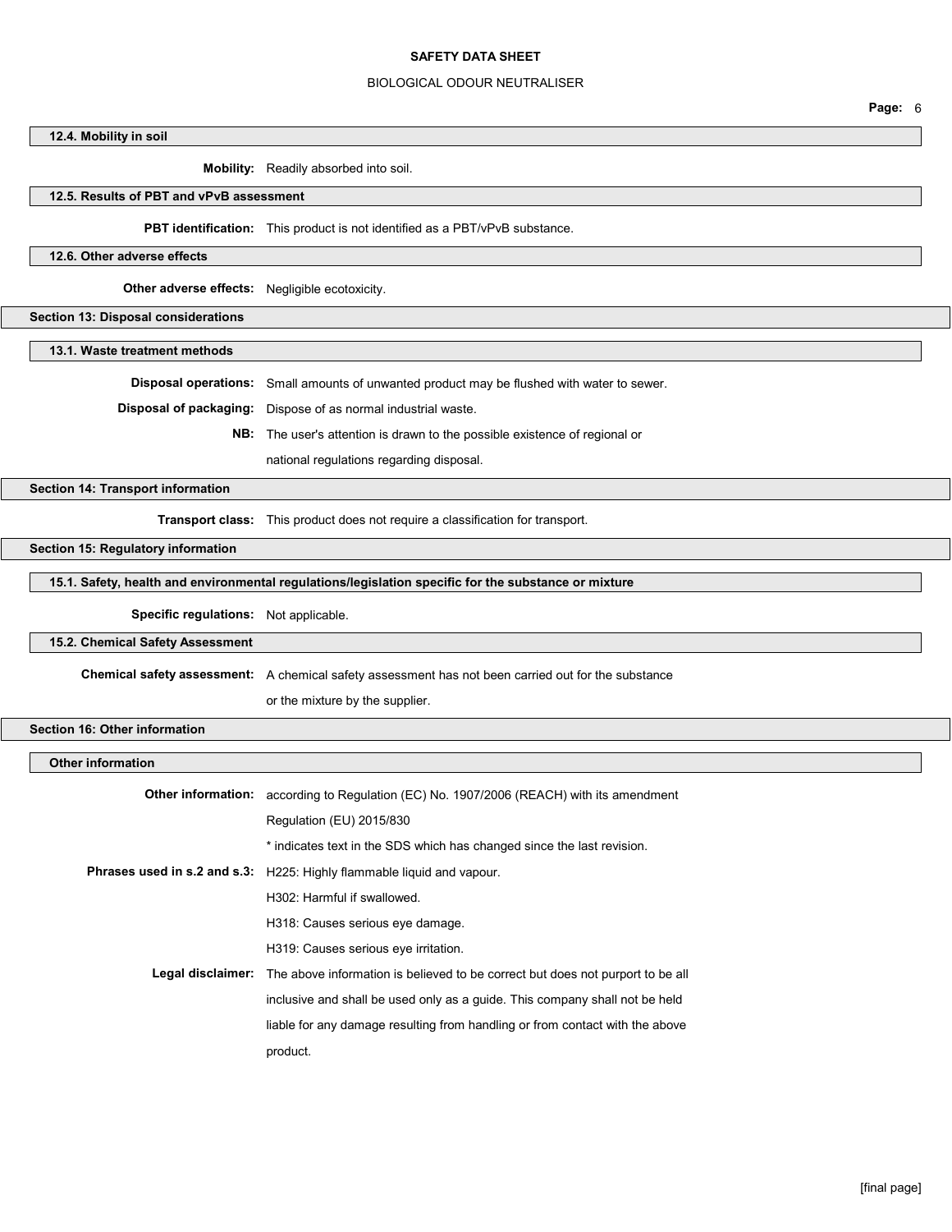### 12.4. Mobility in soil

**Mobility:** Readily absorbed into soil.

### 12.5. Results of PBT and vPvB assessment

**PBT identification:** This product is not identified as a PBT/vPvB substance.

### 12.6. Other adverse effects

**Other adverse effects:** Negligible ecotoxicity.

## Section 13: Disposal considerations

### 13.1. Waste treatment methods

**Disposal operations:** Small amounts of unwanted product may be flushed with water to sewer.

**Disposal of packaging:** Dispose of as normal industrial waste.

**NB:** The user's attention is drawn to the possible existence of regional or national regulations regarding disposal.

## Section 14: Transport information

**Transport class:** This product does not require a classification for transport.

## Section 15: Regulatory information

### 15.1. Safety, health and environmental regulations/legislation specific for the substance or mixture

**Specific regulations:** Not applicable.

### 15.2. Chemical Safety Assessment

**Chemical safety assessment:** A chemical safety assessment has not been carried out for the substance or the mixture by the supplier.

## Section 16: Other information

### Other information

**Other information:** according to Regulation (EC) No. 1907/2006 (REACH) with its amendment Regulation (EU) 2015/830

* indicates text in the SDS which has changed since the last revision.

**Phrases used in s.2 and s.3:** H225: Highly flammable liquid and vapour.

H302: Harmful if swallowed.

H318: Causes serious eye damage.

H319: Causes serious eye irritation.

**Legal disclaimer:** The above information is believed to be correct but does not purport to be all inclusive and shall be used only as a guide. This company shall not be held liable for any damage resulting from handling or from contact with the above product.

[final page]